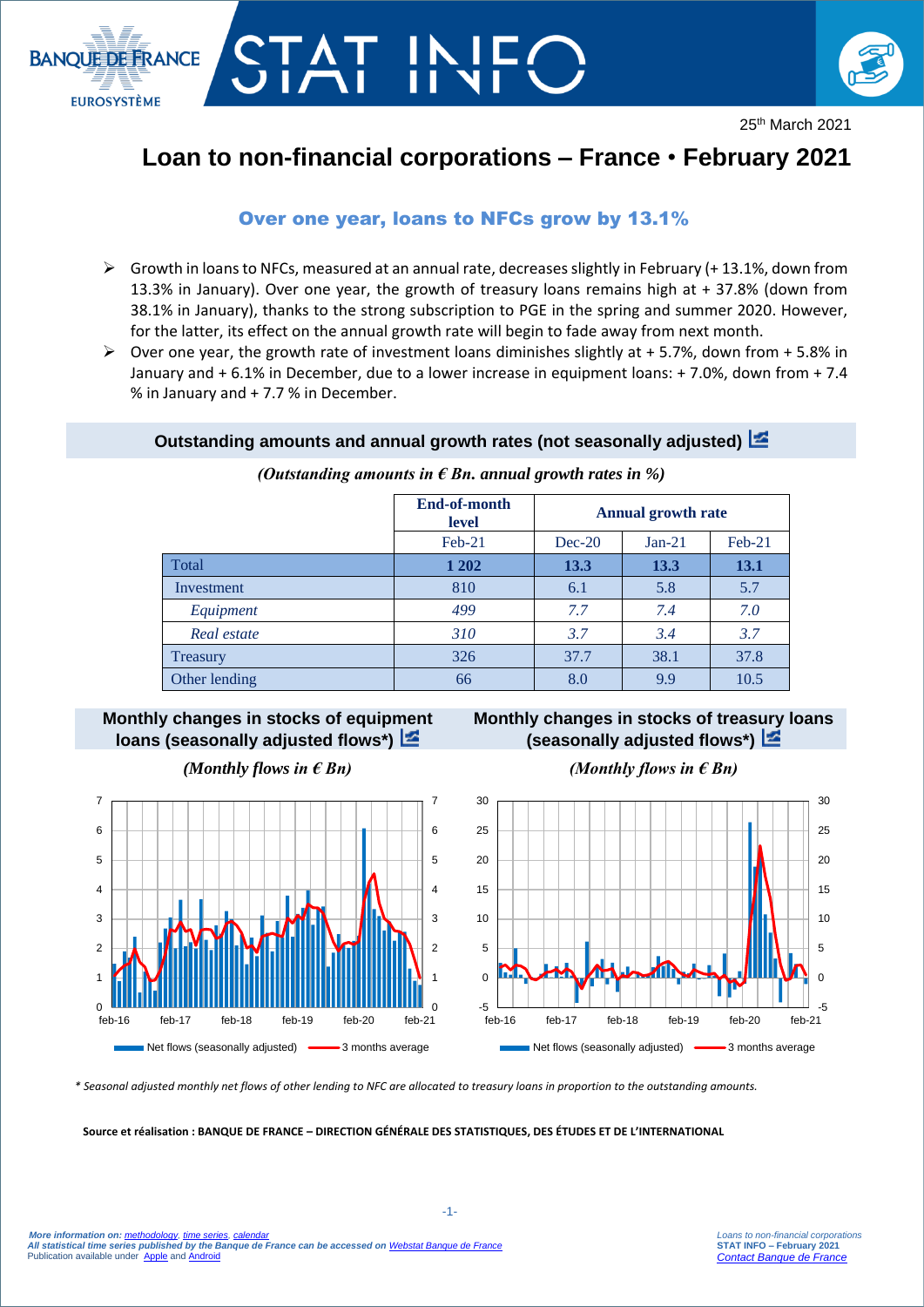25th March 2021

# Loan to non-financial corporations – France • February 2021

## Over one year, loans to NFCs grow by 13.1%

- Growth in loans to NFCs, measured at an annual rate, decreases slightly in February (+ 13.1%, down from 13.3% in January). Over one year, the growth of treasury loans remains high at + 37.8% (down from 38.1% in January), thanks to the strong subscription to PGE in the spring and summer 2020. However, for the latter, its effect on the annual growth rate will begin to fade away from next month.
- Over one year, the growth rate of investment loans diminishes slightly at + 5.7%, down from + 5.8% in January and + 6.1% in December, due to a lower increase in equipment loans: + 7.0%, down from + 7.4 % in January and + 7.7 % in December.

### Outstanding amounts and annual growth rates (not seasonally adjusted)

*(Outstanding amounts in € Bn. annual growth rates in %)*

| | End-of-month level | Annual growth rate | | |
|---|---|---|---|---|
| | Feb-21 | Dec-20 | Jan-21 | Feb-21 |
| Total | **1 202** | **13.3** | **13.3** | **13.1** |
| Investment | 810 | 6.1 | 5.8 | 5.7 |
| *Equipment* | *499* | *7.7* | *7.4* | *7.0* |
| *Real estate* | *310* | *3.7* | *3.4* | *3.7* |
| Treasury | 326 | 37.7 | 38.1 | 37.8 |
| Other lending | 66 | 8.0 | 9.9 | 10.5 |

### Monthly changes in stocks of equipment loans (seasonally adjusted flows*)

*(Monthly flows in € Bn)*

### Monthly changes in stocks of treasury loans (seasonally adjusted flows*)

*(Monthly flows in € Bn)*

*\* Seasonal adjusted monthly net flows of other lending to NFC are allocated to treasury loans in proportion to the outstanding amounts.*

**Source et réalisation : BANQUE DE FRANCE – DIRECTION GÉNÉRALE DES STATISTIQUES, DES ÉTUDES ET DE L'INTERNATIONAL**

*More information on: methodology, time series, calendar*
*All statistical time series published by the Banque de France can be accessed on Webstat Banque de France*
Publication available under Apple and Android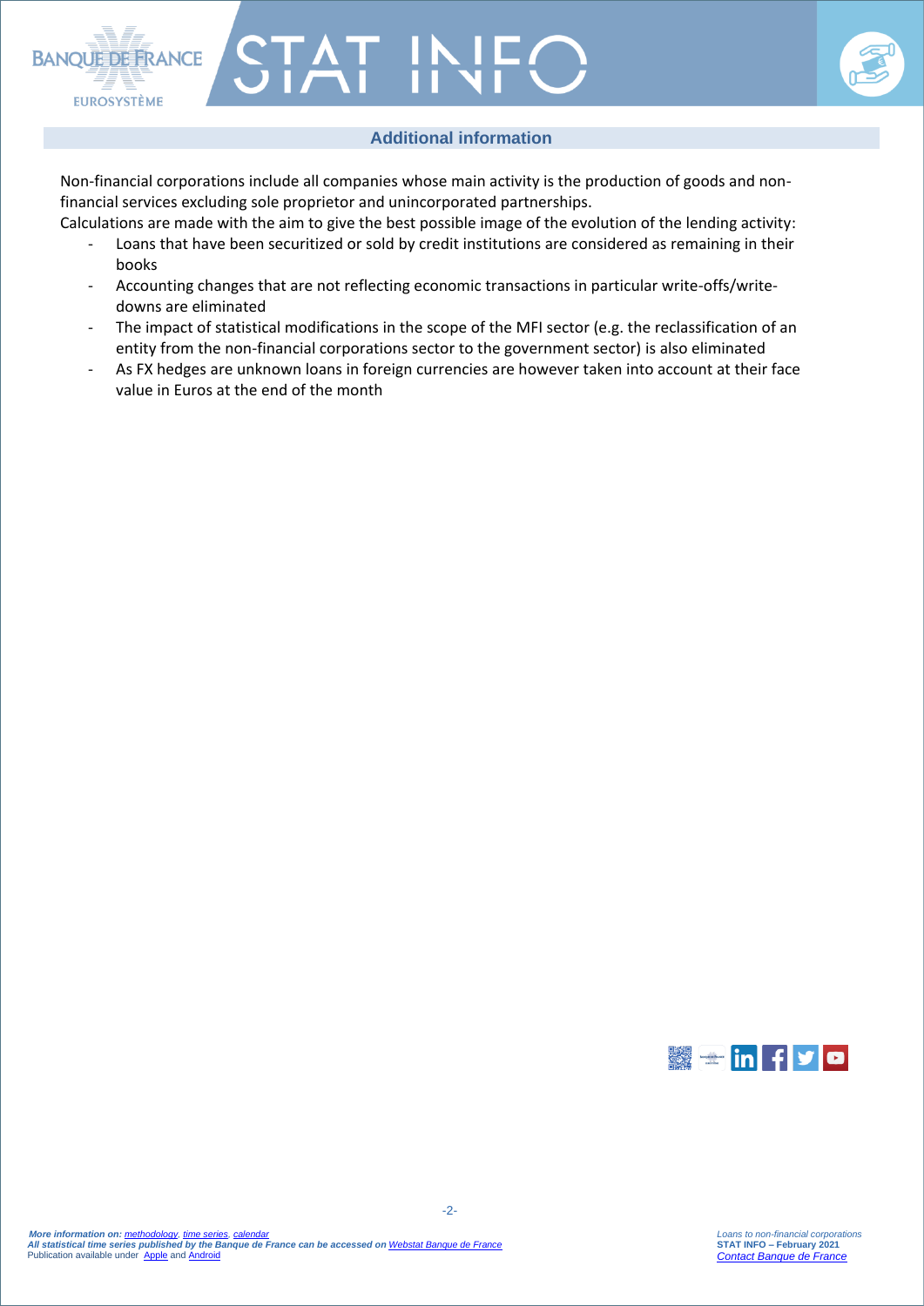## Additional information

Non-financial corporations include all companies whose main activity is the production of goods and non-financial services excluding sole proprietor and unincorporated partnerships.

Calculations are made with the aim to give the best possible image of the evolution of the lending activity:

- Loans that have been securitized or sold by credit institutions are considered as remaining in their books
- Accounting changes that are not reflecting economic transactions in particular write-offs/write-downs are eliminated
- The impact of statistical modifications in the scope of the MFI sector (e.g. the reclassification of an entity from the non-financial corporations sector to the government sector) is also eliminated
- As FX hedges are unknown loans in foreign currencies are however taken into account at their face value in Euros at the end of the month